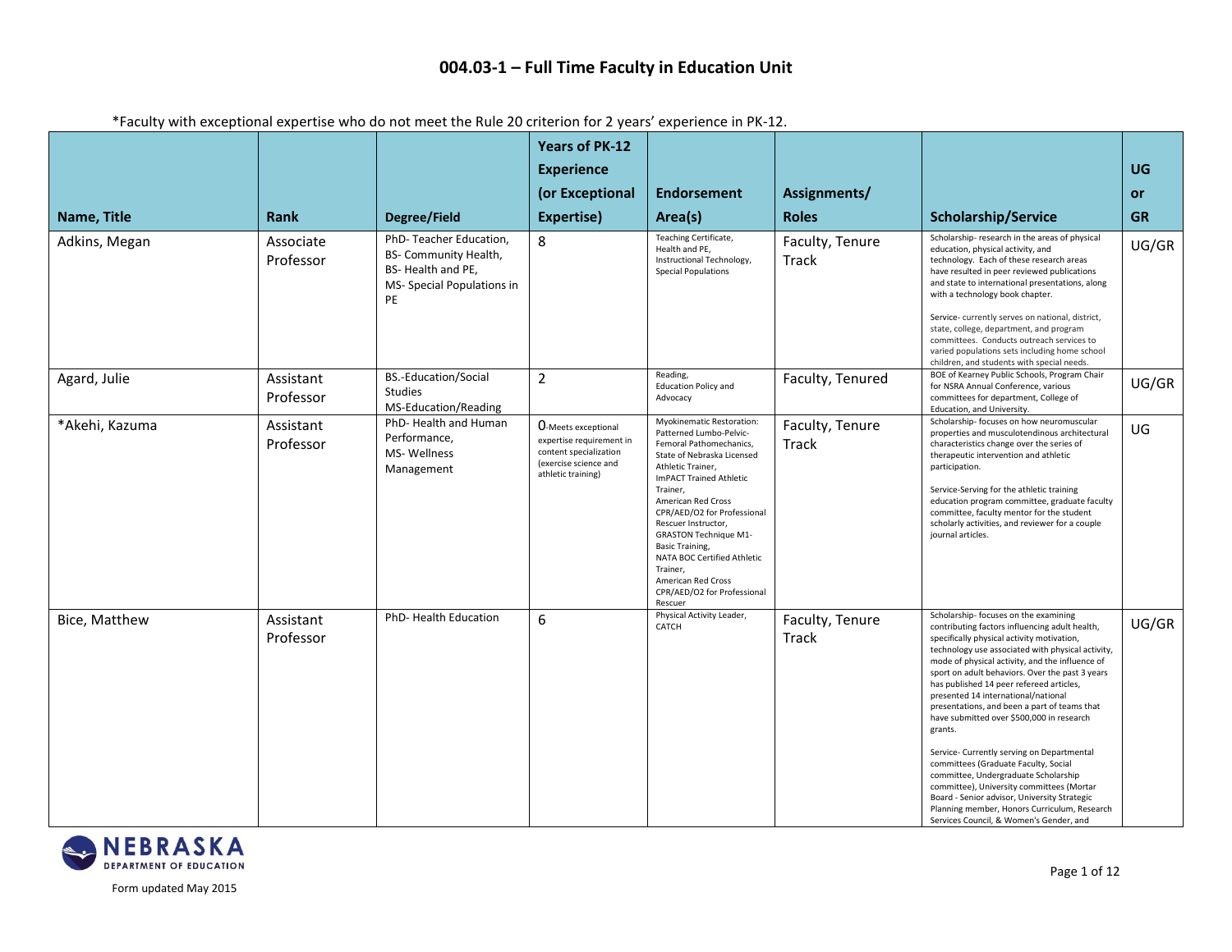# 004.03-1 – Full Time Faculty in Education Unit

*Faculty with exceptional expertise who do not meet the Rule 20 criterion for 2 years' experience in PK-12.

| Name, Title | Rank | Degree/Field | Years of PK-12 Experience (or Exceptional Expertise) | Endorsement Area(s) | Assignments/ Roles | Scholarship/Service | UG or GR |
|---|---|---|---|---|---|---|---|
| Adkins, Megan | Associate Professor | PhD- Teacher Education, BS- Community Health, BS- Health and PE, MS- Special Populations in PE | 8 | Teaching Certificate, Health and PE, Instructional Technology, Special Populations | Faculty, Tenure Track | Scholarship- research in the areas of physical education, physical activity, and technology. Each of these research areas have resulted in peer reviewed publications and state to international presentations, along with a technology book chapter. Service- currently serves on national, district, state, college, department, and program committees. Conducts outreach services to varied populations sets including home school children, and students with special needs. | UG/GR |
| Agard, Julie | Assistant Professor | BS.-Education/Social Studies MS-Education/Reading | 2 | Reading, Education Policy and Advocacy | Faculty, Tenured | BOE of Kearney Public Schools, Program Chair for NSRA Annual Conference, various committees for department, College of Education, and University. | UG/GR |
| *Akehi, Kazuma | Assistant Professor | PhD- Health and Human Performance, MS- Wellness Management | 0-Meets exceptional expertise requirement in content specialization (exercise science and athletic training) | Myokinematic Restoration: Patterned Lumbo-Pelvic-Femoral Pathomechanics, State of Nebraska Licensed Athletic Trainer, ImPACT Trained Athletic Trainer, American Red Cross CPR/AED/O2 for Professional Rescuer Instructor, GRASTON Technique M1-Basic Training, NATA BOC Certified Athletic Trainer, American Red Cross CPR/AED/O2 for Professional Rescuer | Faculty, Tenure Track | Scholarship- focuses on how neuromuscular properties and musculotendinous architectural characteristics change over the series of therapeutic intervention and athletic participation. Service-Serving for the athletic training education program committee, graduate faculty committee, faculty mentor for the student scholarly activities, and reviewer for a couple journal articles. | UG |
| Bice, Matthew | Assistant Professor | PhD- Health Education | 6 | Physical Activity Leader, CATCH | Faculty, Tenure Track | Scholarship- focuses on the examining contributing factors influencing adult health, specifically physical activity motivation, technology use associated with physical activity, mode of physical activity, and the influence of sport on adult behaviors. Over the past 3 years has published 14 peer refereed articles, presented 14 international/national presentations, and been a part of teams that have submitted over $500,000 in research grants. Service- Currently serving on Departmental committees (Graduate Faculty, Social committee, Undergraduate Scholarship committee), University committees (Mortar Board - Senior advisor, University Strategic Planning member, Honors Curriculum, Research Services Council, & Women's Gender, and | UG/GR |

Form updated May 2015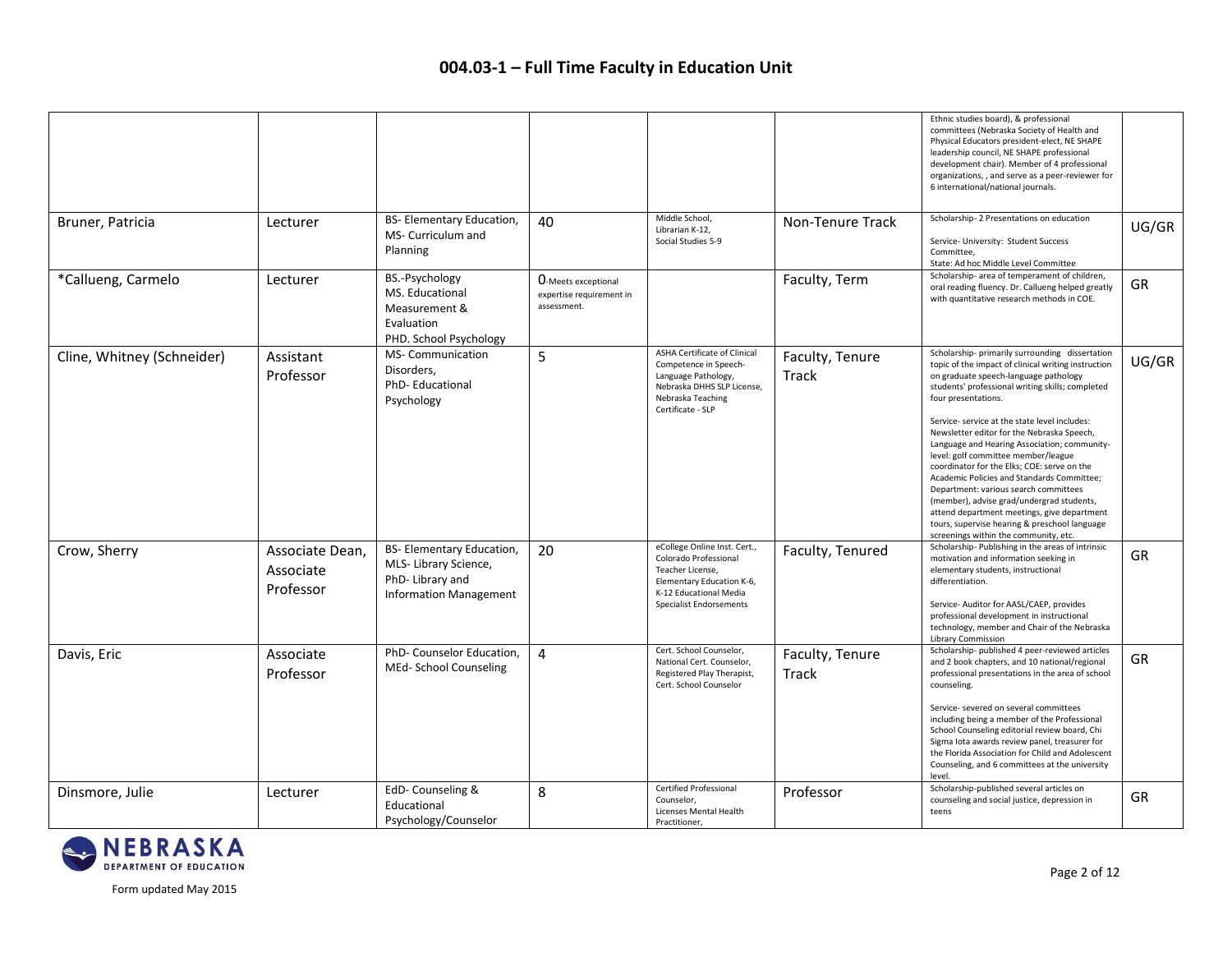# 004.03-1 – Full Time Faculty in Education Unit

| | | | | | | | |
|---|---|---|---|---|---|---|---|
| | | | | | | Ethnic studies board), & professional committees (Nebraska Society of Health and Physical Educators president-elect, NE SHAPE leadership council, NE SHAPE professional development chair). Member of 4 professional organizations, , and serve as a peer-reviewer for 6 international/national journals. | |
| Bruner, Patricia | Lecturer | BS- Elementary Education, MS- Curriculum and Planning | 40 | Middle School, Librarian K-12, Social Studies 5-9 | Non-Tenure Track | Scholarship- 2 Presentations on education<br><br>Service- University: Student Success Committee, State: Ad hoc Middle Level Committee | UG/GR |
| *Callueng, Carmelo | Lecturer | BS.-Psychology MS. Educational Measurement & Evaluation PHD. School Psychology | 0-Meets exceptional expertise requirement in assessment. | | Faculty, Term | Scholarship- area of temperament of children, oral reading fluency. Dr. Callueng helped greatly with quantitative research methods in COE. | GR |
| Cline, Whitney (Schneider) | Assistant Professor | MS- Communication Disorders, PhD- Educational Psychology | 5 | ASHA Certificate of Clinical Competence in Speech-Language Pathology, Nebraska DHHS SLP License, Nebraska Teaching Certificate - SLP | Faculty, Tenure Track | Scholarship- primarily surrounding dissertation topic of the impact of clinical writing instruction on graduate speech-language pathology students' professional writing skills; completed four presentations.<br><br>Service- service at the state level includes: Newsletter editor for the Nebraska Speech, Language and Hearing Association; community-level: golf committee member/league coordinator for the Elks; COE: serve on the Academic Policies and Standards Committee; Department: various search committees (member), advise grad/undergrad students, attend department meetings, give department tours, supervise hearing & preschool language screenings within the community, etc. | UG/GR |
| Crow, Sherry | Associate Dean, Associate Professor | BS- Elementary Education, MLS- Library Science, PhD- Library and Information Management | 20 | eCollege Online Inst. Cert., Colorado Professional Teacher License, Elementary Education K-6, K-12 Educational Media Specialist Endorsements | Faculty, Tenured | Scholarship- Publishing in the areas of intrinsic motivation and information seeking in elementary students, instructional differentiation.<br><br>Service- Auditor for AASL/CAEP, provides professional development in instructional technology, member and Chair of the Nebraska Library Commission | GR |
| Davis, Eric | Associate Professor | PhD- Counselor Education, MEd- School Counseling | 4 | Cert. School Counselor, National Cert. Counselor, Registered Play Therapist, Cert. School Counselor | Faculty, Tenure Track | Scholarship- published 4 peer-reviewed articles and 2 book chapters, and 10 national/regional professional presentations in the area of school counseling.<br><br>Service- severed on several committees including being a member of the Professional School Counseling editorial review board, Chi Sigma Iota awards review panel, treasurer for the Florida Association for Child and Adolescent Counseling, and 6 committees at the university level. | GR |
| Dinsmore, Julie | Lecturer | EdD- Counseling & Educational Psychology/Counselor | 8 | Certified Professional Counselor, Licenses Mental Health Practitioner, | Professor | Scholarship-published several articles on counseling and social justice, depression in teens | GR |

Form updated May 2015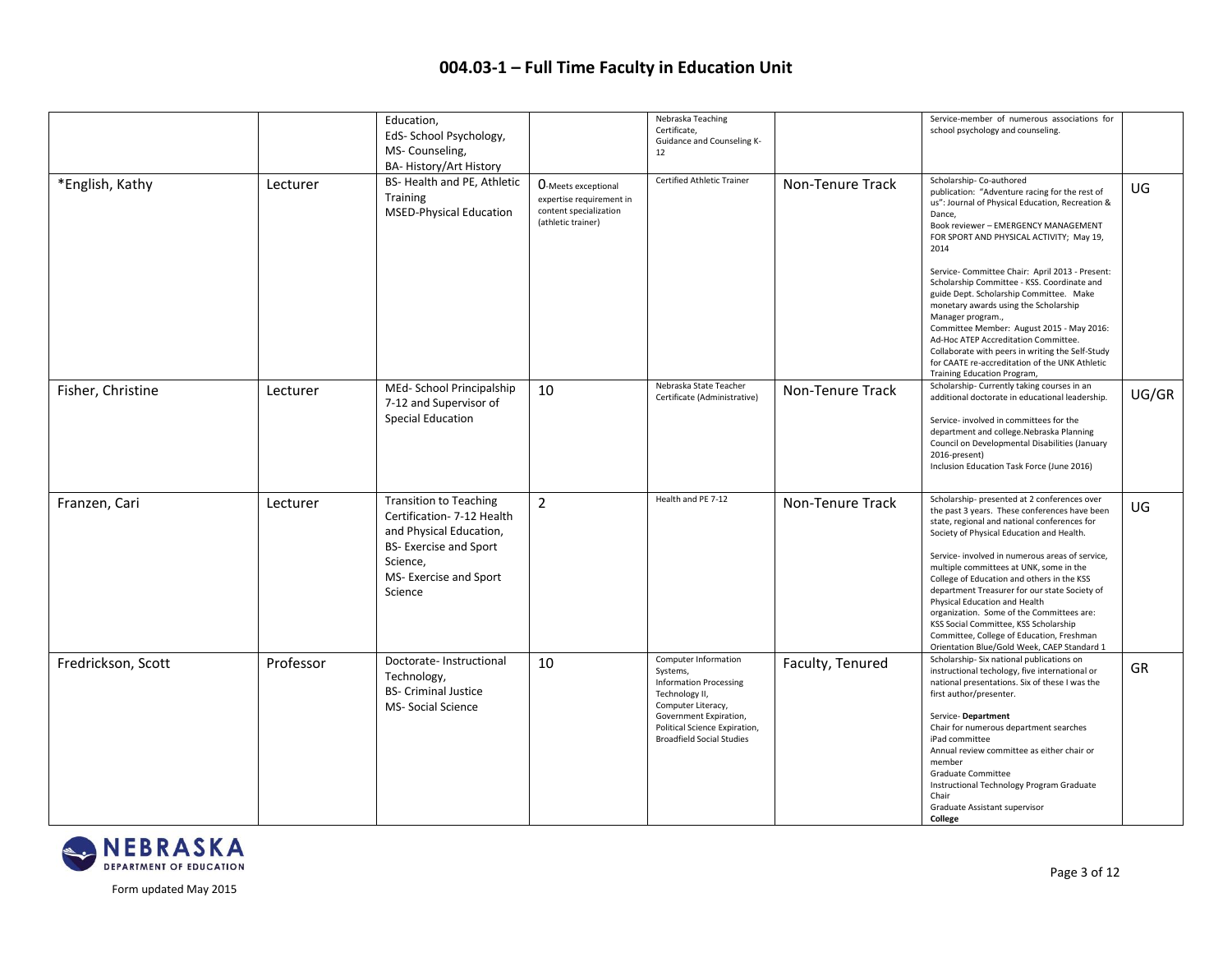# 004.03-1 – Full Time Faculty in Education Unit

| | | | | | | | |
|---|---|---|---|---|---|---|---|
| | | Education,<br>EdS- School Psychology,<br>MS- Counseling,<br>BA- History/Art History | | Nebraska Teaching Certificate,<br>Guidance and Counseling K-12 | | Service-member of numerous associations for school psychology and counseling. | |
| *English, Kathy | Lecturer | BS- Health and PE, Athletic Training<br>MSED-Physical Education | 0-Meets exceptional expertise requirement in content specialization (athletic trainer) | Certified Athletic Trainer | Non-Tenure Track | Scholarship- Co-authored publication: "Adventure racing for the rest of us": Journal of Physical Education, Recreation & Dance,<br>Book reviewer – EMERGENCY MANAGEMENT FOR SPORT AND PHYSICAL ACTIVITY; May 19, 2014<br><br>Service- Committee Chair: April 2013 - Present: Scholarship Committee - KSS. Coordinate and guide Dept. Scholarship Committee. Make monetary awards using the Scholarship Manager program.,<br>Committee Member: August 2015 - May 2016: Ad-Hoc ATEP Accreditation Committee. Collaborate with peers in writing the Self-Study for CAATE re-accreditation of the UNK Athletic Training Education Program, | UG |
| Fisher, Christine | Lecturer | MEd- School Principalship 7-12 and Supervisor of Special Education | 10 | Nebraska State Teacher Certificate (Administrative) | Non-Tenure Track | Scholarship- Currently taking courses in an additional doctorate in educational leadership.<br><br>Service- involved in committees for the department and college.Nebraska Planning Council on Developmental Disabilities (January 2016-present)<br>Inclusion Education Task Force (June 2016) | UG/GR |
| Franzen, Cari | Lecturer | Transition to Teaching Certification- 7-12 Health and Physical Education,<br>BS- Exercise and Sport Science,<br>MS- Exercise and Sport Science | 2 | Health and PE 7-12 | Non-Tenure Track | Scholarship- presented at 2 conferences over the past 3 years. These conferences have been state, regional and national conferences for Society of Physical Education and Health.<br><br>Service- involved in numerous areas of service, multiple committees at UNK, some in the College of Education and others in the KSS department Treasurer for our state Society of Physical Education and Health organization. Some of the Committees are: KSS Social Committee, KSS Scholarship Committee, College of Education, Freshman Orientation Blue/Gold Week, CAEP Standard 1 | UG |
| Fredrickson, Scott | Professor | Doctorate- Instructional Technology,<br>BS- Criminal Justice<br>MS- Social Science | 10 | Computer Information Systems,<br>Information Processing Technology II,<br>Computer Literacy,<br>Government Expiration,<br>Political Science Expiration,<br>Broadfield Social Studies | Faculty, Tenured | Scholarship- Six national publications on instructional techology, five international or national presentations. Six of these I was the first author/presenter.<br><br>Service- **Department**<br>Chair for numerous department searches<br>iPad committee<br>Annual review committee as either chair or member<br>Graduate Committee<br>Instructional Technology Program Graduate Chair<br>Graduate Assistant supervisor<br>**College** | GR |

Form updated May 2015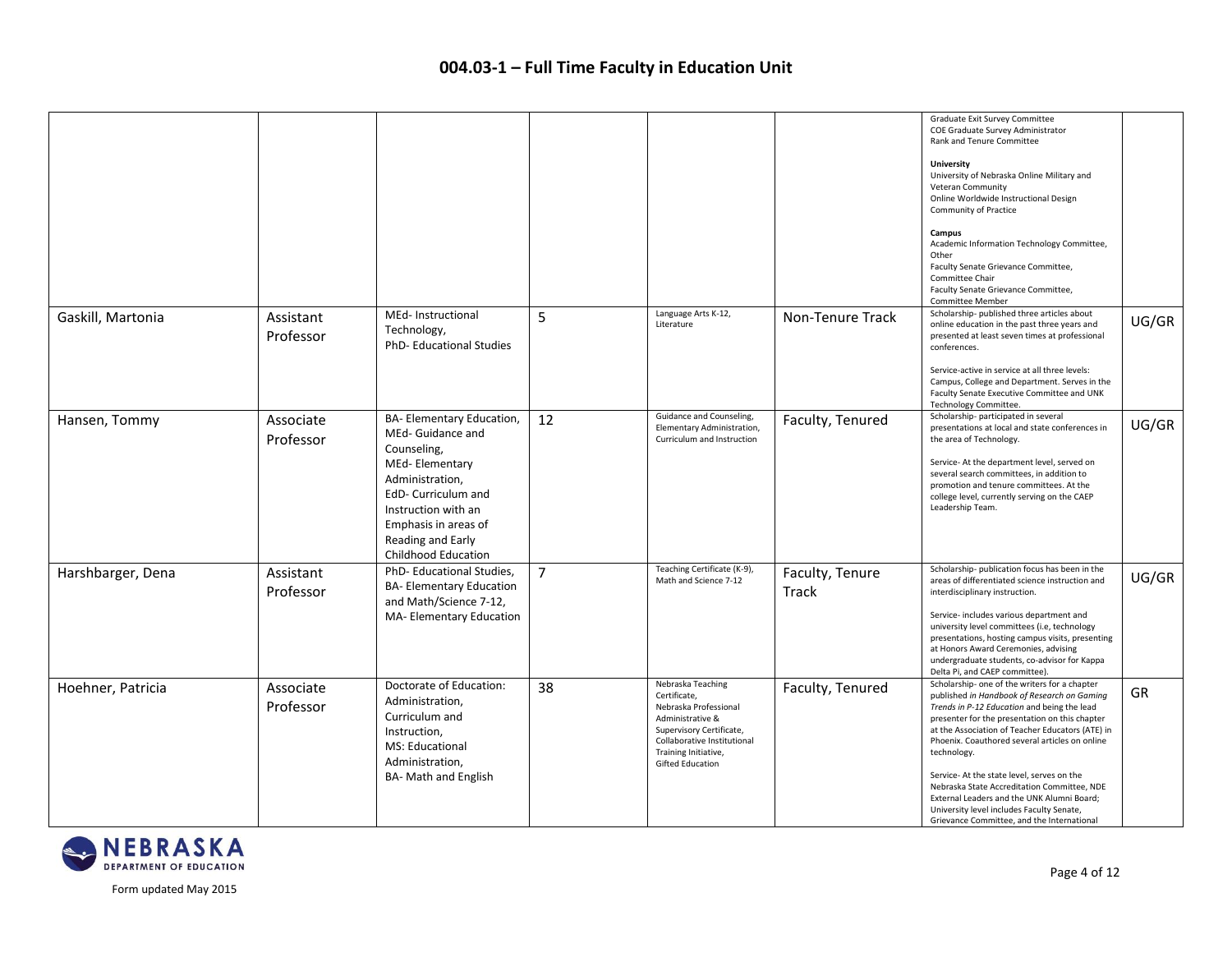# 004.03-1 – Full Time Faculty in Education Unit

| | | | | | | | |
|---|---|---|---|---|---|---|---|
| | | | | | | Graduate Exit Survey Committee<br>COE Graduate Survey Administrator<br>Rank and Tenure Committee<br><br>**University**<br>University of Nebraska Online Military and Veteran Community<br>Online Worldwide Instructional Design Community of Practice<br><br>**Campus**<br>Academic Information Technology Committee, Other<br>Faculty Senate Grievance Committee, Committee Chair<br>Faculty Senate Grievance Committee, Committee Member | |
| Gaskill, Martonia | Assistant Professor | MEd- Instructional Technology,<br>PhD- Educational Studies | 5 | Language Arts K-12, Literature | Non-Tenure Track | Scholarship- published three articles about online education in the past three years and presented at least seven times at professional conferences.<br><br>Service-active in service at all three levels: Campus, College and Department. Serves in the Faculty Senate Executive Committee and UNK Technology Committee. | UG/GR |
| Hansen, Tommy | Associate Professor | BA- Elementary Education,<br>MEd- Guidance and Counseling,<br>MEd- Elementary Administration,<br>EdD- Curriculum and Instruction with an Emphasis in areas of Reading and Early Childhood Education | 12 | Guidance and Counseling, Elementary Administration, Curriculum and Instruction | Faculty, Tenured | Scholarship- participated in several presentations at local and state conferences in the area of Technology.<br><br>Service- At the department level, served on several search committees, in addition to promotion and tenure committees. At the college level, currently serving on the CAEP Leadership Team. | UG/GR |
| Harshbarger, Dena | Assistant Professor | PhD- Educational Studies,<br>BA- Elementary Education and Math/Science 7-12,<br>MA- Elementary Education | 7 | Teaching Certificate (K-9), Math and Science 7-12 | Faculty, Tenure Track | Scholarship- publication focus has been in the areas of differentiated science instruction and interdisciplinary instruction.<br><br>Service- includes various department and university level committees (i.e, technology presentations, hosting campus visits, presenting at Honors Award Ceremonies, advising undergraduate students, co-advisor for Kappa Delta Pi, and CAEP committee). | UG/GR |
| Hoehner, Patricia | Associate Professor | Doctorate of Education: Administration, Curriculum and Instruction,<br>MS: Educational Administration,<br>BA- Math and English | 38 | Nebraska Teaching Certificate,<br>Nebraska Professional Administrative & Supervisory Certificate,<br>Collaborative Institutional Training Initiative,<br>Gifted Education | Faculty, Tenured | Scholarship- one of the writers for a chapter published *in Handbook of Research on Gaming Trends in P-12 Education* and being the lead presenter for the presentation on this chapter at the Association of Teacher Educators (ATE) in Phoenix. Coauthored several articles on online technology.<br><br>Service- At the state level, serves on the Nebraska State Accreditation Committee, NDE External Leaders and the UNK Alumni Board; University level includes Faculty Senate, Grievance Committee, and the International | GR |

Form updated May 2015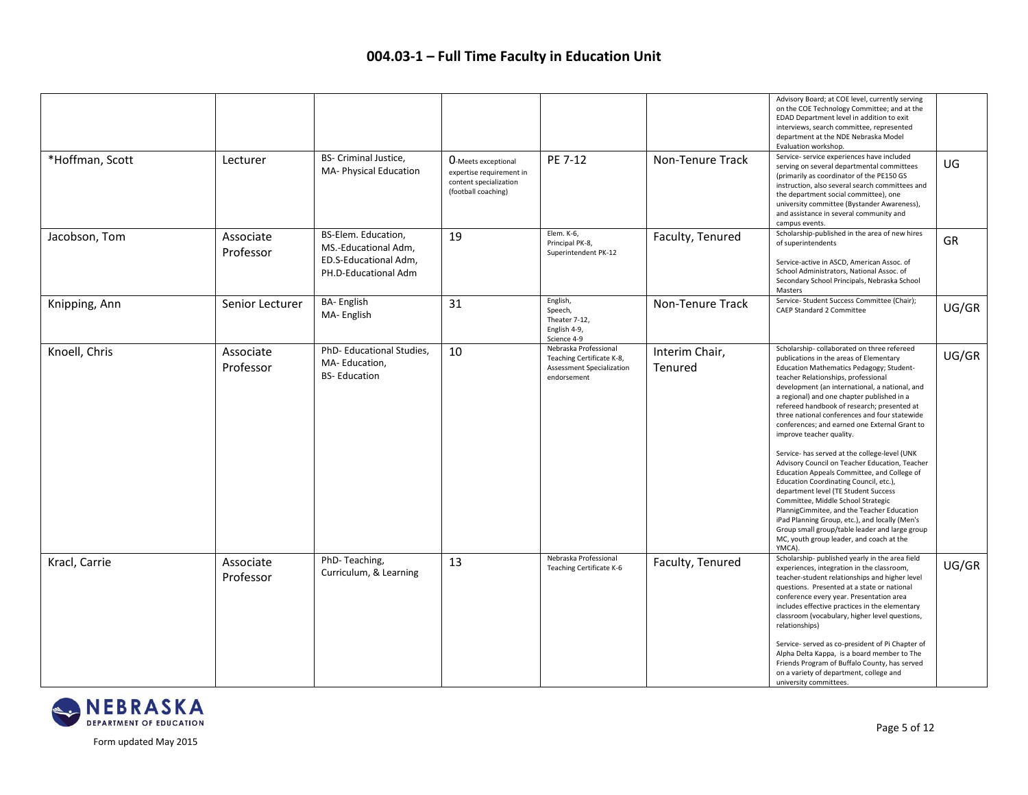# 004.03-1 – Full Time Faculty in Education Unit

| | | | | | | | |
|---|---|---|---|---|---|---|---|
| | | | | | | Advisory Board; at COE level, currently serving on the COE Technology Committee; and at the EDAD Department level in addition to exit interviews, search committee, represented department at the NDE Nebraska Model Evaluation workshop. | |
| *Hoffman, Scott | Lecturer | BS- Criminal Justice, MA- Physical Education | 0-Meets exceptional expertise requirement in content specialization (football coaching) | PE 7-12 | Non-Tenure Track | Service- service experiences have included serving on several departmental committees (primarily as coordinator of the PE150 GS instruction, also several search committees and the department social committee), one university committee (Bystander Awareness), and assistance in several community and campus events. | UG |
| Jacobson, Tom | Associate Professor | BS-Elem. Education, MS.-Educational Adm, ED.S-Educational Adm, PH.D-Educational Adm | 19 | Elem. K-6, Principal PK-8, Superintendent PK-12 | Faculty, Tenured | Scholarship-published in the area of new hires of superintendents<br><br>Service-active in ASCD, American Assoc. of School Administrators, National Assoc. of Secondary School Principals, Nebraska School Masters | GR |
| Knipping, Ann | Senior Lecturer | BA- English<br>MA- English | 31 | English, Speech, Theater 7-12, English 4-9, Science 4-9 | Non-Tenure Track | Service- Student Success Committee (Chair); CAEP Standard 2 Committee | UG/GR |
| Knoell, Chris | Associate Professor | PhD- Educational Studies, MA- Education, BS- Education | 10 | Nebraska Professional Teaching Certificate K-8, Assessment Specialization endorsement | Interim Chair, Tenured | Scholarship- collaborated on three refereed publications in the areas of Elementary Education Mathematics Pedagogy; Student-teacher Relationships, professional development (an international, a national, and a regional) and one chapter published in a refereed handbook of research; presented at three national conferences and four statewide conferences; and earned one External Grant to improve teacher quality.<br><br>Service- has served at the college-level (UNK Advisory Council on Teacher Education, Teacher Education Appeals Committee, and College of Education Coordinating Council, etc.), department level (TE Student Success Committee, Middle School Strategic PlannigCimmitee, and the Teacher Education iPad Planning Group, etc.), and locally (Men's Group small group/table leader and large group MC, youth group leader, and coach at the YMCA). | UG/GR |
| Kracl, Carrie | Associate Professor | PhD- Teaching, Curriculum, & Learning | 13 | Nebraska Professional Teaching Certificate K-6 | Faculty, Tenured | Scholarship- published yearly in the area field experiences, integration in the classroom, teacher-student relationships and higher level questions. Presented at a state or national conference every year. Presentation area includes effective practices in the elementary classroom (vocabulary, higher level questions, relationships)<br><br>Service- served as co-president of Pi Chapter of Alpha Delta Kappa, is a board member to The Friends Program of Buffalo County, has served on a variety of department, college and university committees. | UG/GR |

Form updated May 2015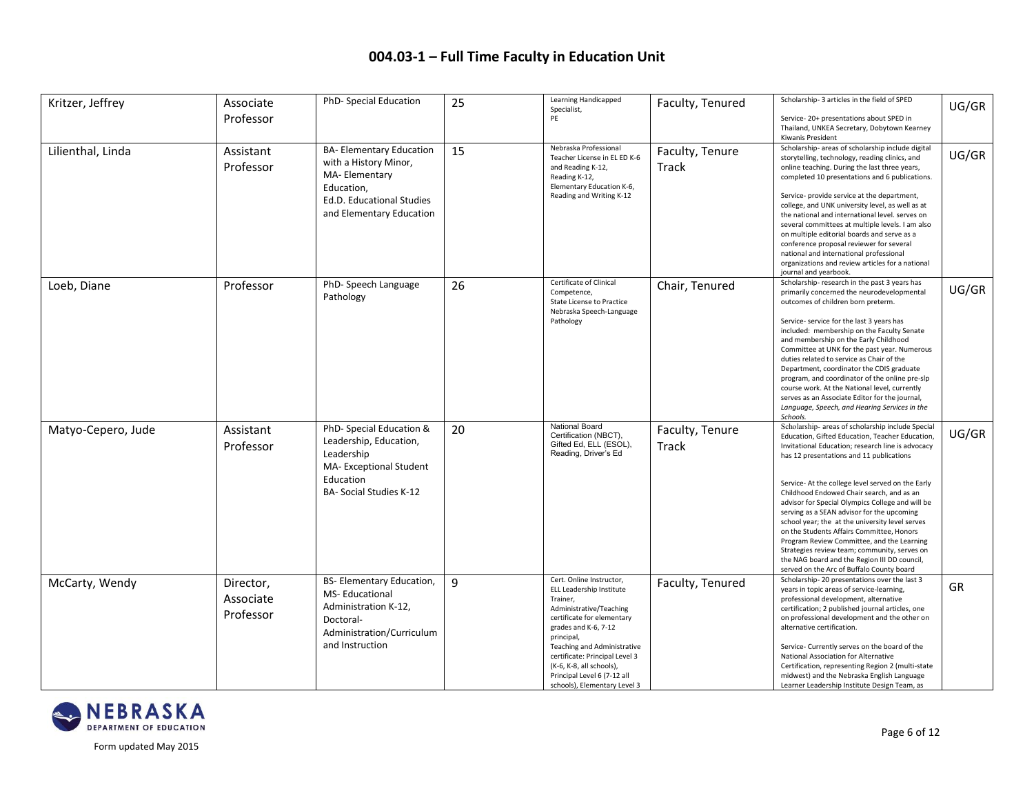# 004.03-1 – Full Time Faculty in Education Unit

| | | | | | | | |
|---|---|---|---|---|---|---|---|
| Kritzer, Jeffrey | Associate Professor | PhD- Special Education | 25 | Learning Handicapped Specialist, PE | Faculty, Tenured | Scholarship- 3 articles in the field of SPED<br><br>Service- 20+ presentations about SPED in Thailand, UNKEA Secretary, Dobytown Kearney Kiwanis President | UG/GR |
| Lilienthal, Linda | Assistant Professor | BA- Elementary Education with a History Minor, MA- Elementary Education, Ed.D. Educational Studies and Elementary Education | 15 | Nebraska Professional Teacher License in EL ED K-6 and Reading K-12, Reading K-12, Elementary Education K-6, Reading and Writing K-12 | Faculty, Tenure Track | Scholarship- areas of scholarship include digital storytelling, technology, reading clinics, and online teaching. During the last three years, completed 10 presentations and 6 publications.<br><br>Service- provide service at the department, college, and UNK university level, as well as at the national and international level. serves on several committees at multiple levels. I am also on multiple editorial boards and serve as a conference proposal reviewer for several national and international professional organizations and review articles for a national journal and yearbook. | UG/GR |
| Loeb, Diane | Professor | PhD- Speech Language Pathology | 26 | Certificate of Clinical Competence, State License to Practice Nebraska Speech-Language Pathology | Chair, Tenured | Scholarship- research in the past 3 years has primarily concerned the neurodevelopmental outcomes of children born preterm.<br><br>Service- service for the last 3 years has included: membership on the Faculty Senate and membership on the Early Childhood Committee at UNK for the past year. Numerous duties related to service as Chair of the Department, coordinator the CDIS graduate program, and coordinator of the online pre-slp course work. At the National level, currently serves as an Associate Editor for the journal, *Language, Speech, and Hearing Services in the Schools.* | UG/GR |
| Matyo-Cepero, Jude | Assistant Professor | PhD- Special Education & Leadership, Education, Leadership<br>MA- Exceptional Student Education<br>BA- Social Studies K-12 | 20 | National Board Certification (NBCT), Gifted Ed, ELL (ESOL), Reading, Driver's Ed | Faculty, Tenure Track | Scholarship- areas of scholarship include Special Education, Gifted Education, Teacher Education, Invitational Education; research line is advocacy has 12 presentations and 11 publications<br><br>Service- At the college level served on the Early Childhood Endowed Chair search, and as an advisor for Special Olympics College and will be serving as a SEAN advisor for the upcoming school year; the at the university level serves on the Students Affairs Committee, Honors Program Review Committee, and the Learning Strategies review team; community, serves on the NAG board and the Region III DD council, served on the Arc of Buffalo County board | UG/GR |
| McCarty, Wendy | Director, Associate Professor | BS- Elementary Education, MS- Educational Administration K-12, Doctoral- Administration/Curriculum and Instruction | 9 | Cert. Online Instructor, ELL Leadership Institute Trainer, Administrative/Teaching certificate for elementary grades and K-6, 7-12 principal, Teaching and Administrative certificate: Principal Level 3 (K-6, K-8, all schools), Principal Level 6 (7-12 all schools), Elementary Level 3 | Faculty, Tenured | Scholarship- 20 presentations over the last 3 years in topic areas of service-learning, professional development, alternative certification; 2 published journal articles, one on professional development and the other on alternative certification.<br><br>Service- Currently serves on the board of the National Association for Alternative Certification, representing Region 2 (multi-state midwest) and the Nebraska English Language Learner Leadership Institute Design Team, as | GR |

Form updated May 2015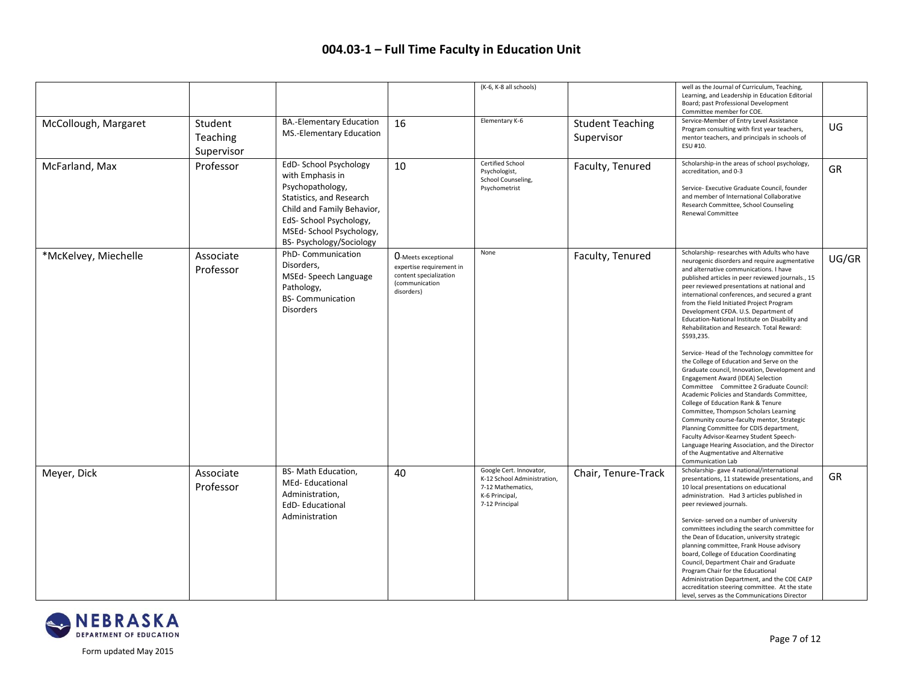# 004.03-1 – Full Time Faculty in Education Unit

| | | | | | | | |
|---|---|---|---|---|---|---|---|
| | | | | (K-6, K-8 all schools) | | well as the Journal of Curriculum, Teaching, Learning, and Leadership in Education Editorial Board; past Professional Development Committee member for COE. | |
| McCollough, Margaret | Student Teaching Supervisor | BA.-Elementary Education MS.-Elementary Education | 16 | Elementary K-6 | Student Teaching Supervisor | Service-Member of Entry Level Assistance Program consulting with first year teachers, mentor teachers, and principals in schools of ESU #10. | UG |
| McFarland, Max | Professor | EdD- School Psychology with Emphasis in Psychopathology, Statistics, and Research Child and Family Behavior, EdS- School Psychology, MSEd- School Psychology, BS- Psychology/Sociology | 10 | Certified School Psychologist, School Counseling, Psychometrist | Faculty, Tenured | Scholarship-in the areas of school psychology, accreditation, and 0-3<br><br>Service- Executive Graduate Council, founder and member of International Collaborative Research Committee, School Counseling Renewal Committee | GR |
| *McKelvey, Miechelle | Associate Professor | PhD- Communication Disorders, MSEd- Speech Language Pathology, BS- Communication Disorders | 0-Meets exceptional expertise requirement in content specialization (communication disorders) | None | Faculty, Tenured | Scholarship- researches with Adults who have neurogenic disorders and require augmentative and alternative communications. I have published articles in peer reviewed journals., 15 peer reviewed presentations at national and international conferences, and secured a grant from the Field Initiated Project Program Development CFDA. U.S. Department of Education-National Institute on Disability and Rehabilitation and Research. Total Reward: $593,235.<br><br>Service- Head of the Technology committee for the College of Education and Serve on the Graduate council, Innovation, Development and Engagement Award (IDEA) Selection Committee Committee 2 Graduate Council: Academic Policies and Standards Committee, College of Education Rank & Tenure Committee, Thompson Scholars Learning Community course-faculty mentor, Strategic Planning Committee for CDIS department, Faculty Advisor-Kearney Student Speech-Language Hearing Association, and the Director of the Augmentative and Alternative Communication Lab | UG/GR |
| Meyer, Dick | Associate Professor | BS- Math Education, MEd- Educational Administration, EdD- Educational Administration | 40 | Google Cert. Innovator, K-12 School Administration, 7-12 Mathematics, K-6 Principal, 7-12 Principal | Chair, Tenure-Track | Scholarship- gave 4 national/international presentations, 11 statewide presentations, and 10 local presentations on educational administration. Had 3 articles published in peer reviewed journals.<br><br>Service- served on a number of university committees including the search committee for the Dean of Education, university strategic planning committee, Frank House advisory board, College of Education Coordinating Council, Department Chair and Graduate Program Chair for the Educational Administration Department, and the COE CAEP accreditation steering committee. At the state level, serves as the Communications Director | GR |

Form updated May 2015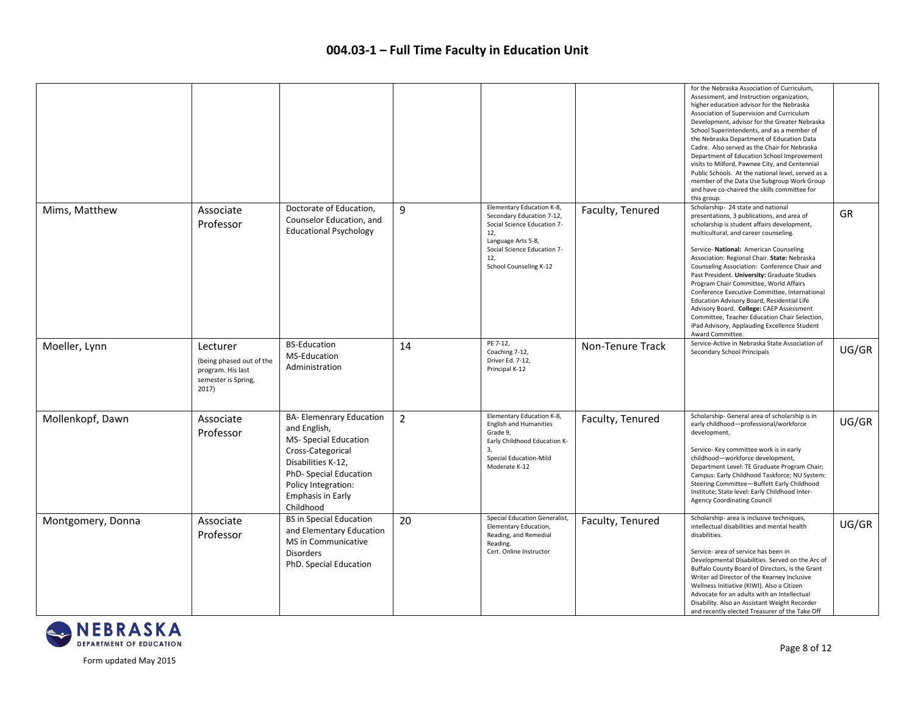# 004.03-1 – Full Time Faculty in Education Unit

| | | | | | | | |
|---|---|---|---|---|---|---|---|
| | | | | | | for the Nebraska Association of Curriculum, Assessment, and Instruction organization, higher education advisor for the Nebraska Association of Supervision and Curriculum Development, advisor for the Greater Nebraska School Superintendents, and as a member of the Nebraska Department of Education Data Cadre. Also served as the Chair for Nebraska Department of Education School Improvement visits to Milford, Pawnee City, and Centennial Public Schools. At the national level, served as a member of the Data Use Subgroup Work Group and have co-chaired the skills committee for this group. | |
| Mims, Matthew | Associate Professor | Doctorate of Education, Counselor Education, and Educational Psychology | 9 | Elementary Education K-8, Secondary Education 7-12, Social Science Education 7-12, Language Arts 5-8, Social Science Education 7-12, School Counseling K-12 | Faculty, Tenured | Scholarship- 24 state and national presentations, 3 publications, and area of scholarship is student affairs development, multicultural, and career counseling.<br><br>Service- **National:** American Counseling Association: Regional Chair. **State:** Nebraska Counseling Association: Conference Chair and Past President. **University:** Graduate Studies Program Chair Committee, World Affairs Conference Executive Committee, International Education Advisory Board, Residential Life Advisory Board. **College:** CAEP Assessment Committee, Teacher Education Chair Selection, iPad Advisory, Applauding Excellence Student Award Committee. | GR |
| Moeller, Lynn | Lecturer<br>(being phased out of the program. His last semester is Spring, 2017) | BS-Education<br>MS-Education Administration | 14 | PE 7-12, Coaching 7-12, Driver Ed. 7-12, Principal K-12 | Non-Tenure Track | Service-Active in Nebraska State Association of Secondary School Principals | UG/GR |
| Mollenkopf, Dawn | Associate Professor | BA- Elemenrary Education and English,<br>MS- Special Education Cross-Categorical Disabilities K-12,<br>PhD- Special Education Policy Integration: Emphasis in Early Childhood | 2 | Elementary Education K-8, English and Humanities Grade 9, Early Childhood Education K-3, Special Education-Mild Moderate K-12 | Faculty, Tenured | Scholarship- General area of scholarship is in early childhood—professional/workforce development,<br><br>Service- Key committee work is in early childhood—workforce development, Department Level: TE Graduate Program Chair; Campus: Early Childhood Taskforce; NU System: Steering Committee—Buffett Early Childhood Institute; State level: Early Childhood Inter-Agency Coordinating Council | UG/GR |
| Montgomery, Donna | Associate Professor | BS in Special Education and Elementary Education<br>MS in Communicative Disorders<br>PhD. Special Education | 20 | Special Education Generalist, Elementary Education, Reading, and Remedial Reading.<br>Cert. Online Instructor | Faculty, Tenured | Scholarship- area is inclusive techniques, intellectual disabilities and mental health disabilities.<br><br>Service- area of service has been in Developmental Disabilities. Served on the Arc of Buffalo County Board of Directors, is the Grant Writer ad Director of the Kearney Inclusive Wellness Initiative (KIWI). Also a Citizen Advocate for an adults with an Intellectual Disability. Also an Assistant Weight Recorder and recently elected Treasurer of the Take Off | UG/GR |

Form updated May 2015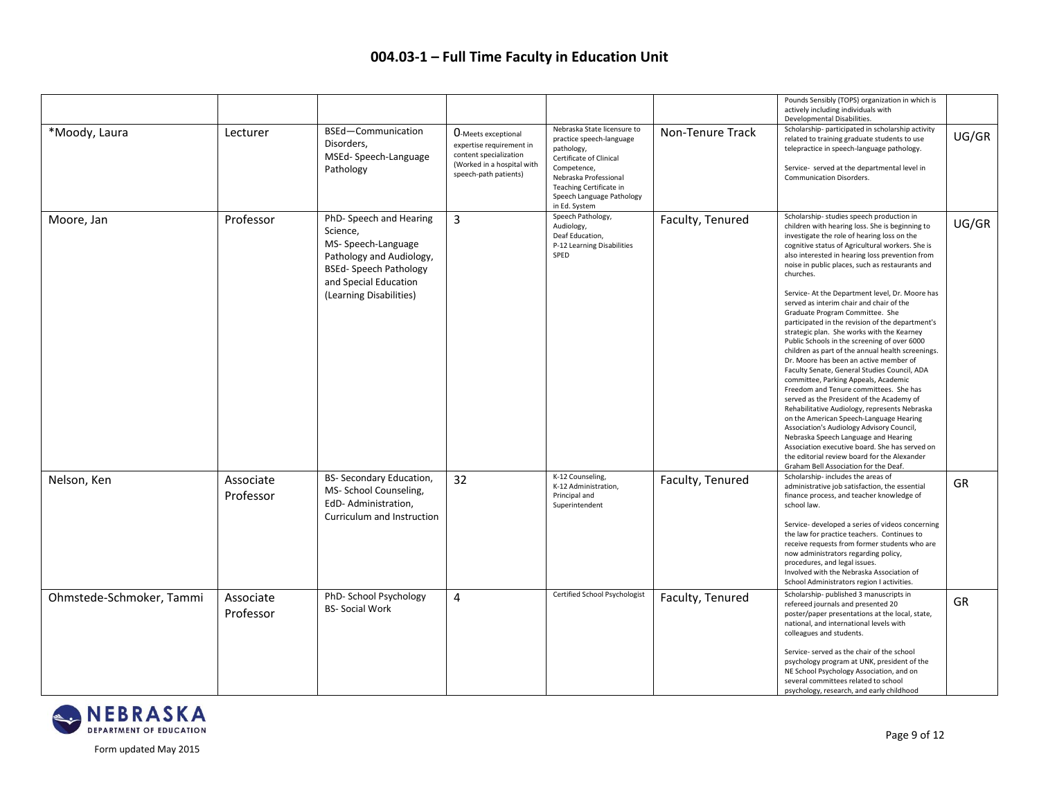# 004.03-1 – Full Time Faculty in Education Unit

| | | | | | | | |
|---|---|---|---|---|---|---|---|
| | | | | | | Pounds Sensibly (TOPS) organization in which is actively including individuals with Developmental Disabilities. | |
| *Moody, Laura | Lecturer | BSEd—Communication Disorders, MSEd- Speech-Language Pathology | 0-Meets exceptional expertise requirement in content specialization (Worked in a hospital with speech-path patients) | Nebraska State licensure to practice speech-language pathology, Certificate of Clinical Competence, Nebraska Professional Teaching Certificate in Speech Language Pathology in Ed. System | Non-Tenure Track | Scholarship- participated in scholarship activity related to training graduate students to use telepractice in speech-language pathology.<br><br>Service- served at the departmental level in Communication Disorders. | UG/GR |
| Moore, Jan | Professor | PhD- Speech and Hearing Science, MS- Speech-Language Pathology and Audiology, BSEd- Speech Pathology and Special Education (Learning Disabilities) | 3 | Speech Pathology, Audiology, Deaf Education, P-12 Learning Disabilities SPED | Faculty, Tenured | Scholarship- studies speech production in children with hearing loss. She is beginning to investigate the role of hearing loss on the cognitive status of Agricultural workers. She is also interested in hearing loss prevention from noise in public places, such as restaurants and churches.<br><br>Service- At the Department level, Dr. Moore has served as interim chair and chair of the Graduate Program Committee. She participated in the revision of the department's strategic plan. She works with the Kearney Public Schools in the screening of over 6000 children as part of the annual health screenings. Dr. Moore has been an active member of Faculty Senate, General Studies Council, ADA committee, Parking Appeals, Academic Freedom and Tenure committees. She has served as the President of the Academy of Rehabilitative Audiology, represents Nebraska on the American Speech-Language Hearing Association's Audiology Advisory Council, Nebraska Speech Language and Hearing Association executive board. She has served on the editorial review board for the Alexander Graham Bell Association for the Deaf. | UG/GR |
| Nelson, Ken | Associate Professor | BS- Secondary Education, MS- School Counseling, EdD- Administration, Curriculum and Instruction | 32 | K-12 Counseling, K-12 Administration, Principal and Superintendent | Faculty, Tenured | Scholarship- includes the areas of administrative job satisfaction, the essential finance process, and teacher knowledge of school law.<br><br>Service- developed a series of videos concerning the law for practice teachers. Continues to receive requests from former students who are now administrators regarding policy, procedures, and legal issues. Involved with the Nebraska Association of School Administrators region I activities. | GR |
| Ohmstede-Schmoker, Tammi | Associate Professor | PhD- School Psychology BS- Social Work | 4 | Certified School Psychologist | Faculty, Tenured | Scholarship- published 3 manuscripts in refereed journals and presented 20 poster/paper presentations at the local, state, national, and international levels with colleagues and students.<br><br>Service- served as the chair of the school psychology program at UNK, president of the NE School Psychology Association, and on several committees related to school psychology, research, and early childhood | GR |

Form updated May 2015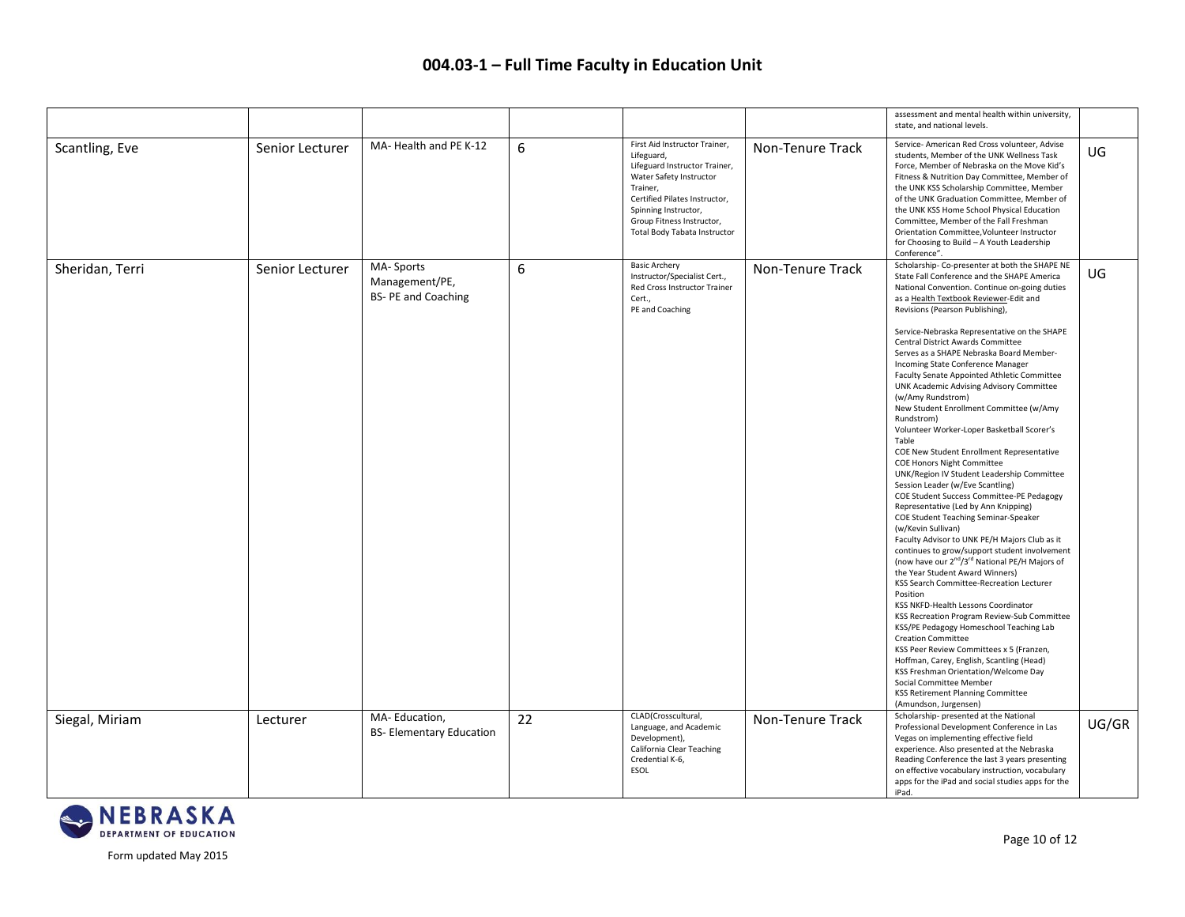# 004.03-1 – Full Time Faculty in Education Unit

| | | | | | | | |
|---|---|---|---|---|---|---|---|
| | | | | | | assessment and mental health within university, state, and national levels. | |
| Scantling, Eve | Senior Lecturer | MA- Health and PE K-12 | 6 | First Aid Instructor Trainer, Lifeguard, Lifeguard Instructor Trainer, Water Safety Instructor Trainer, Certified Pilates Instructor, Spinning Instructor, Group Fitness Instructor, Total Body Tabata Instructor | Non-Tenure Track | Service- American Red Cross volunteer, Advise students, Member of the UNK Wellness Task Force, Member of Nebraska on the Move Kid's Fitness & Nutrition Day Committee, Member of the UNK KSS Scholarship Committee, Member of the UNK Graduation Committee, Member of the UNK KSS Home School Physical Education Committee, Member of the Fall Freshman Orientation Committee,Volunteer Instructor for Choosing to Build – A Youth Leadership Conference". | UG |
| Sheridan, Terri | Senior Lecturer | MA- Sports Management/PE, BS- PE and Coaching | 6 | Basic Archery Instructor/Specialist Cert., Red Cross Instructor Trainer Cert., PE and Coaching | Non-Tenure Track | Scholarship- Co-presenter at both the SHAPE NE State Fall Conference and the SHAPE America National Convention. Continue on-going duties as a Health Textbook Reviewer-Edit and Revisions (Pearson Publishing),<br><br>Service-Nebraska Representative on the SHAPE Central District Awards Committee<br>Serves as a SHAPE Nebraska Board Member-Incoming State Conference Manager<br>Faculty Senate Appointed Athletic Committee<br>UNK Academic Advising Advisory Committee (w/Amy Rundstrom)<br>New Student Enrollment Committee (w/Amy Rundstrom)<br>Volunteer Worker-Loper Basketball Scorer's Table<br>COE New Student Enrollment Representative<br>COE Honors Night Committee<br>UNK/Region IV Student Leadership Committee Session Leader (w/Eve Scantling)<br>COE Student Success Committee-PE Pedagogy Representative (Led by Ann Knipping)<br>COE Student Teaching Seminar-Speaker (w/Kevin Sullivan)<br>Faculty Advisor to UNK PE/H Majors Club as it continues to grow/support student involvement (now have our 2nd/3rd National PE/H Majors of the Year Student Award Winners)<br>KSS Search Committee-Recreation Lecturer Position<br>KSS NKFD-Health Lessons Coordinator<br>KSS Recreation Program Review-Sub Committee<br>KSS/PE Pedagogy Homeschool Teaching Lab Creation Committee<br>KSS Peer Review Committees x 5 (Franzen, Hoffman, Carey, English, Scantling (Head)<br>KSS Freshman Orientation/Welcome Day Social Committee Member<br>KSS Retirement Planning Committee (Amundson, Jurgensen) | UG |
| Siegal, Miriam | Lecturer | MA- Education, BS- Elementary Education | 22 | CLAD(Crosscultural, Language, and Academic Development), California Clear Teaching Credential K-6, ESOL | Non-Tenure Track | Scholarship- presented at the National Professional Development Conference in Las Vegas on implementing effective field experience. Also presented at the Nebraska Reading Conference the last 3 years presenting on effective vocabulary instruction, vocabulary apps for the iPad and social studies apps for the iPad. | UG/GR |

Form updated May 2015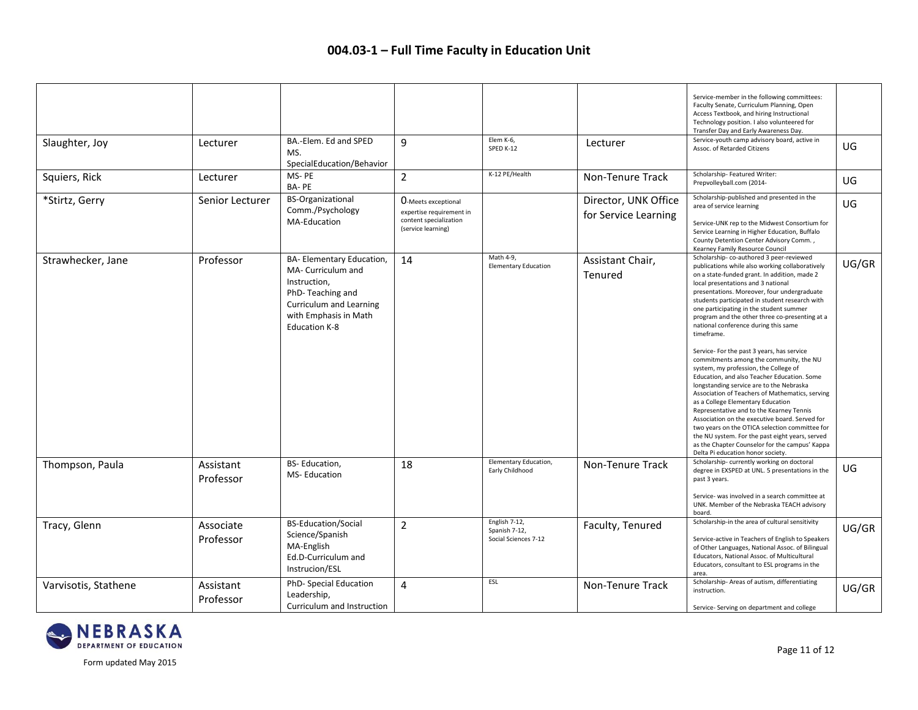# 004.03-1 – Full Time Faculty in Education Unit

| | | | | | | | |
|---|---|---|---|---|---|---|---|
| | | | | | | Service-member in the following committees: Faculty Senate, Curriculum Planning, Open Access Textbook, and hiring Instructional Technology position. I also volunteered for Transfer Day and Early Awareness Day. | |
| Slaughter, Joy | Lecturer | BA.-Elem. Ed and SPED MS. SpecialEducation/Behavior | 9 | Elem K-6, SPED K-12 | Lecturer | Service-youth camp advisory board, active in Assoc. of Retarded Citizens | UG |
| Squiers, Rick | Lecturer | MS- PE BA- PE | 2 | K-12 PE/Health | Non-Tenure Track | Scholarship- Featured Writer: Prepvolleyball.com (2014- | UG |
| *Stirtz, Gerry | Senior Lecturer | BS-Organizational Comm./Psychology MA-Education | 0-Meets exceptional expertise requirement in content specialization (service learning) | | Director, UNK Office for Service Learning | Scholarship-published and presented in the area of service learning<br><br>Service-UNK rep to the Midwest Consortium for Service Learning in Higher Education, Buffalo County Detention Center Advisory Comm. , Kearney Family Resource Council | UG |
| Strawhecker, Jane | Professor | BA- Elementary Education, MA- Curriculum and Instruction, PhD- Teaching and Curriculum and Learning with Emphasis in Math Education K-8 | 14 | Math 4-9, Elementary Education | Assistant Chair, Tenured | Scholarship- co-authored 3 peer-reviewed publications while also working collaboratively on a state-funded grant. In addition, made 2 local presentations and 3 national presentations. Moreover, four undergraduate students participated in student research with one participating in the student summer program and the other three co-presenting at a national conference during this same timeframe.<br><br>Service- For the past 3 years, has service commitments among the community, the NU system, my profession, the College of Education, and also Teacher Education. Some longstanding service are to the Nebraska Association of Teachers of Mathematics, serving as a College Elementary Education Representative and to the Kearney Tennis Association on the executive board. Served for two years on the OTICA selection committee for the NU system. For the past eight years, served as the Chapter Counselor for the campus' Kappa Delta Pi education honor society. | UG/GR |
| Thompson, Paula | Assistant Professor | BS- Education, MS- Education | 18 | Elementary Education, Early Childhood | Non-Tenure Track | Scholarship- currently working on doctoral degree in EXSPED at UNL. 5 presentations in the past 3 years.<br><br>Service- was involved in a search committee at UNK. Member of the Nebraska TEACH advisory board. | UG |
| Tracy, Glenn | Associate Professor | BS-Education/Social Science/Spanish MA-English Ed.D-Curriculum and Instrucion/ESL | 2 | English 7-12, Spanish 7-12, Social Sciences 7-12 | Faculty, Tenured | Scholarship-in the area of cultural sensitivity<br><br>Service-active in Teachers of English to Speakers of Other Languages, National Assoc. of Bilingual Educators, National Assoc. of Multicultural Educators, consultant to ESL programs in the area. | UG/GR |
| Varvisotis, Stathene | Assistant Professor | PhD- Special Education Leadership, Curriculum and Instruction | 4 | ESL | Non-Tenure Track | Scholarship- Areas of autism, differentiating instruction.<br><br>Service- Serving on department and college | UG/GR |

Form updated May 2015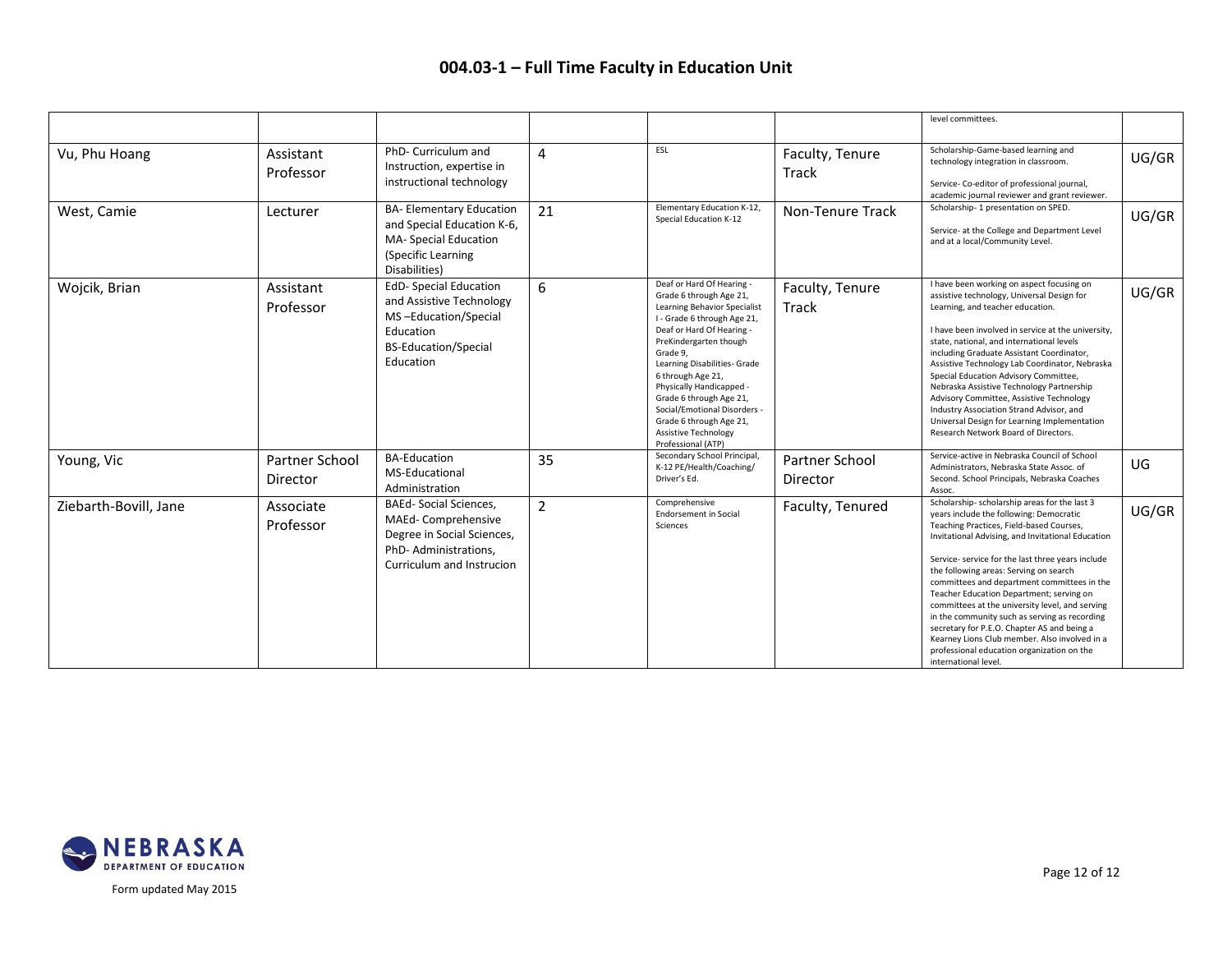# 004.03-1 – Full Time Faculty in Education Unit

| | | | | | | | |
|---|---|---|---|---|---|---|---|
| | | | | | | level committees. | |
| Vu, Phu Hoang | Assistant Professor | PhD- Curriculum and Instruction, expertise in instructional technology | 4 | ESL | Faculty, Tenure Track | Scholarship-Game-based learning and technology integration in classroom.<br><br>Service- Co-editor of professional journal, academic journal reviewer and grant reviewer. | UG/GR |
| West, Camie | Lecturer | BA- Elementary Education and Special Education K-6, MA- Special Education (Specific Learning Disabilities) | 21 | Elementary Education K-12, Special Education K-12 | Non-Tenure Track | Scholarship- 1 presentation on SPED.<br><br>Service- at the College and Department Level and at a local/Community Level. | UG/GR |
| Wojcik, Brian | Assistant Professor | EdD- Special Education and Assistive Technology<br>MS –Education/Special Education<br>BS-Education/Special Education | 6 | Deaf or Hard Of Hearing - Grade 6 through Age 21, Learning Behavior Specialist I - Grade 6 through Age 21, Deaf or Hard Of Hearing - PreKindergarten though Grade 9, Learning Disabilities- Grade 6 through Age 21, Physically Handicapped - Grade 6 through Age 21, Social/Emotional Disorders - Grade 6 through Age 21, Assistive Technology Professional (ATP) | Faculty, Tenure Track | I have been working on aspect focusing on assistive technology, Universal Design for Learning, and teacher education.<br><br>I have been involved in service at the university, state, national, and international levels including Graduate Assistant Coordinator, Assistive Technology Lab Coordinator, Nebraska Special Education Advisory Committee, Nebraska Assistive Technology Partnership Advisory Committee, Assistive Technology Industry Association Strand Advisor, and Universal Design for Learning Implementation Research Network Board of Directors. | UG/GR |
| Young, Vic | Partner School Director | BA-Education<br>MS-Educational Administration | 35 | Secondary School Principal, K-12 PE/Health/Coaching/ Driver's Ed. | Partner School Director | Service-active in Nebraska Council of School Administrators, Nebraska State Assoc. of Second. School Principals, Nebraska Coaches Assoc. | UG |
| Ziebarth-Bovill, Jane | Associate Professor | BAEd- Social Sciences, MAEd- Comprehensive Degree in Social Sciences, PhD- Administrations, Curriculum and Instrucion | 2 | Comprehensive Endorsement in Social Sciences | Faculty, Tenured | Scholarship- scholarship areas for the last 3 years include the following: Democratic Teaching Practices, Field-based Courses, Invitational Advising, and Invitational Education<br><br>Service- service for the last three years include the following areas: Serving on search committees and department committees in the Teacher Education Department; serving on committees at the university level, and serving in the community such as serving as recording secretary for P.E.O. Chapter AS and being a Kearney Lions Club member. Also involved in a professional education organization on the international level. | UG/GR |

NEBRASKA DEPARTMENT OF EDUCATION

Form updated May 2015